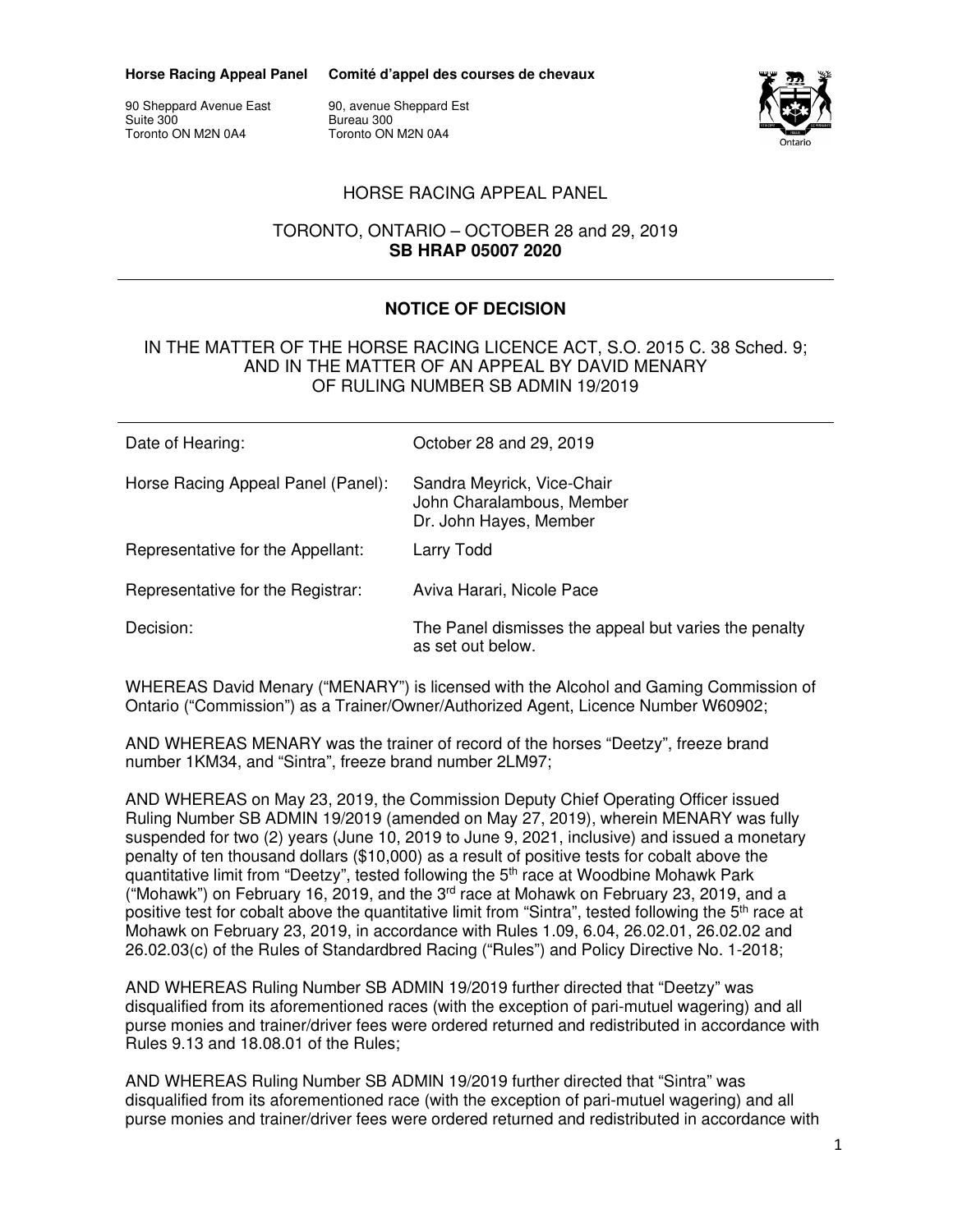**Horse Racing Appeal Panel** **Comité d'appel des courses de chevaux**

90 Sheppard Avenue East
Suite 300
Toronto ON M2N 0A4

90, avenue Sheppard Est
Bureau 300
Toronto ON M2N 0A4

HORSE RACING APPEAL PANEL

TORONTO, ONTARIO – OCTOBER 28 and 29, 2019
**SB HRAP 05007 2020**

---

## NOTICE OF DECISION

IN THE MATTER OF THE HORSE RACING LICENCE ACT, S.O. 2015 C. 38 Sched. 9;
AND IN THE MATTER OF AN APPEAL BY DAVID MENARY
OF RULING NUMBER SB ADMIN 19/2019

---

| | |
|---|---|
| Date of Hearing: | October 28 and 29, 2019 |
| Horse Racing Appeal Panel (Panel): | Sandra Meyrick, Vice-Chair<br>John Charalambous, Member<br>Dr. John Hayes, Member |
| Representative for the Appellant: | Larry Todd |
| Representative for the Registrar: | Aviva Harari, Nicole Pace |
| Decision: | The Panel dismisses the appeal but varies the penalty as set out below. |

WHEREAS David Menary ("MENARY") is licensed with the Alcohol and Gaming Commission of Ontario ("Commission") as a Trainer/Owner/Authorized Agent, Licence Number W60902;

AND WHEREAS MENARY was the trainer of record of the horses "Deetzy", freeze brand number 1KM34, and "Sintra", freeze brand number 2LM97;

AND WHEREAS on May 23, 2019, the Commission Deputy Chief Operating Officer issued Ruling Number SB ADMIN 19/2019 (amended on May 27, 2019), wherein MENARY was fully suspended for two (2) years (June 10, 2019 to June 9, 2021, inclusive) and issued a monetary penalty of ten thousand dollars ($10,000) as a result of positive tests for cobalt above the quantitative limit from "Deetzy", tested following the 5th race at Woodbine Mohawk Park ("Mohawk") on February 16, 2019, and the 3rd race at Mohawk on February 23, 2019, and a positive test for cobalt above the quantitative limit from "Sintra", tested following the 5th race at Mohawk on February 23, 2019, in accordance with Rules 1.09, 6.04, 26.02.01, 26.02.02 and 26.02.03(c) of the Rules of Standardbred Racing ("Rules") and Policy Directive No. 1-2018;

AND WHEREAS Ruling Number SB ADMIN 19/2019 further directed that "Deetzy" was disqualified from its aforementioned races (with the exception of pari-mutuel wagering) and all purse monies and trainer/driver fees were ordered returned and redistributed in accordance with Rules 9.13 and 18.08.01 of the Rules;

AND WHEREAS Ruling Number SB ADMIN 19/2019 further directed that "Sintra" was disqualified from its aforementioned race (with the exception of pari-mutuel wagering) and all purse monies and trainer/driver fees were ordered returned and redistributed in accordance with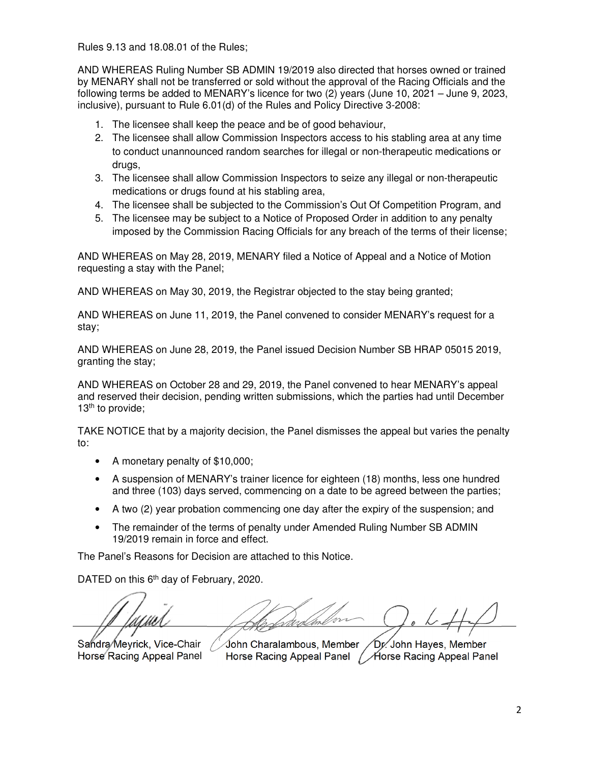Rules 9.13 and 18.08.01 of the Rules;

AND WHEREAS Ruling Number SB ADMIN 19/2019 also directed that horses owned or trained by MENARY shall not be transferred or sold without the approval of the Racing Officials and the following terms be added to MENARY's licence for two (2) years (June 10, 2021 – June 9, 2023, inclusive), pursuant to Rule 6.01(d) of the Rules and Policy Directive 3-2008:

1. The licensee shall keep the peace and be of good behaviour,
2. The licensee shall allow Commission Inspectors access to his stabling area at any time to conduct unannounced random searches for illegal or non-therapeutic medications or drugs,
3. The licensee shall allow Commission Inspectors to seize any illegal or non-therapeutic medications or drugs found at his stabling area,
4. The licensee shall be subjected to the Commission's Out Of Competition Program, and
5. The licensee may be subject to a Notice of Proposed Order in addition to any penalty imposed by the Commission Racing Officials for any breach of the terms of their license;

AND WHEREAS on May 28, 2019, MENARY filed a Notice of Appeal and a Notice of Motion requesting a stay with the Panel;

AND WHEREAS on May 30, 2019, the Registrar objected to the stay being granted;

AND WHEREAS on June 11, 2019, the Panel convened to consider MENARY's request for a stay;

AND WHEREAS on June 28, 2019, the Panel issued Decision Number SB HRAP 05015 2019, granting the stay;

AND WHEREAS on October 28 and 29, 2019, the Panel convened to hear MENARY's appeal and reserved their decision, pending written submissions, which the parties had until December 13th to provide;

TAKE NOTICE that by a majority decision, the Panel dismisses the appeal but varies the penalty to:

- A monetary penalty of $10,000;
- A suspension of MENARY's trainer licence for eighteen (18) months, less one hundred and three (103) days served, commencing on a date to be agreed between the parties;
- A two (2) year probation commencing one day after the expiry of the suspension; and
- The remainder of the terms of penalty under Amended Ruling Number SB ADMIN 19/2019 remain in force and effect.

The Panel's Reasons for Decision are attached to this Notice.

DATED on this 6th day of February, 2020.

| Sandra Meyrick, Vice-Chair Horse Racing Appeal Panel | John Charalambous, Member Horse Racing Appeal Panel | Dr. John Hayes, Member Horse Racing Appeal Panel |
|---|---|---|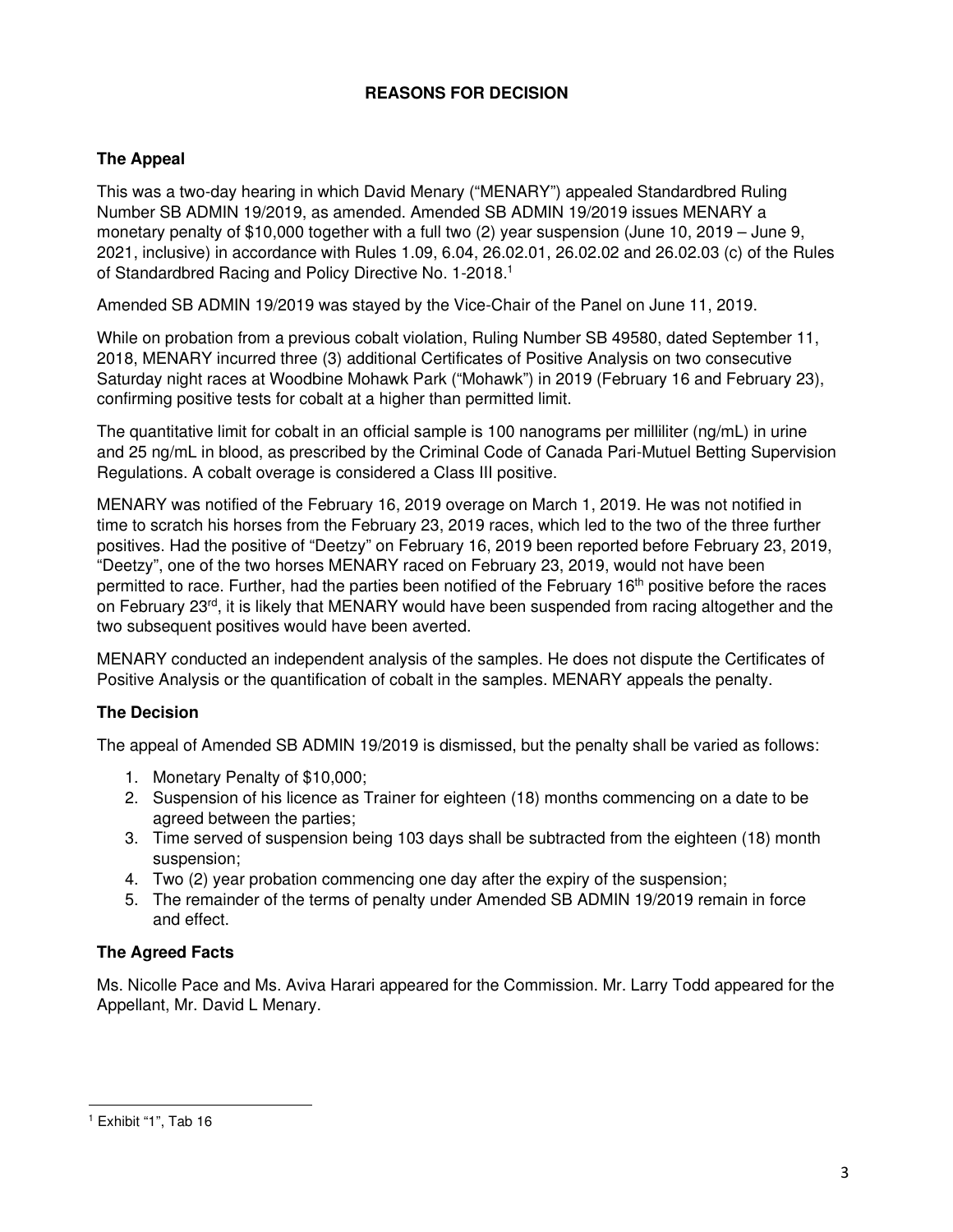## REASONS FOR DECISION

### The Appeal

This was a two-day hearing in which David Menary ("MENARY") appealed Standardbred Ruling Number SB ADMIN 19/2019, as amended. Amended SB ADMIN 19/2019 issues MENARY a monetary penalty of $10,000 together with a full two (2) year suspension (June 10, 2019 – June 9, 2021, inclusive) in accordance with Rules 1.09, 6.04, 26.02.01, 26.02.02 and 26.02.03 (c) of the Rules of Standardbred Racing and Policy Directive No. 1-2018.[1]

Amended SB ADMIN 19/2019 was stayed by the Vice-Chair of the Panel on June 11, 2019.

While on probation from a previous cobalt violation, Ruling Number SB 49580, dated September 11, 2018, MENARY incurred three (3) additional Certificates of Positive Analysis on two consecutive Saturday night races at Woodbine Mohawk Park ("Mohawk") in 2019 (February 16 and February 23), confirming positive tests for cobalt at a higher than permitted limit.

The quantitative limit for cobalt in an official sample is 100 nanograms per milliliter (ng/mL) in urine and 25 ng/mL in blood, as prescribed by the Criminal Code of Canada Pari-Mutuel Betting Supervision Regulations. A cobalt overage is considered a Class III positive.

MENARY was notified of the February 16, 2019 overage on March 1, 2019. He was not notified in time to scratch his horses from the February 23, 2019 races, which led to the two of the three further positives. Had the positive of "Deetzy" on February 16, 2019 been reported before February 23, 2019, "Deetzy", one of the two horses MENARY raced on February 23, 2019, would not have been permitted to race. Further, had the parties been notified of the February 16th positive before the races on February 23rd, it is likely that MENARY would have been suspended from racing altogether and the two subsequent positives would have been averted.

MENARY conducted an independent analysis of the samples. He does not dispute the Certificates of Positive Analysis or the quantification of cobalt in the samples. MENARY appeals the penalty.

### The Decision

The appeal of Amended SB ADMIN 19/2019 is dismissed, but the penalty shall be varied as follows:

1. Monetary Penalty of $10,000;
2. Suspension of his licence as Trainer for eighteen (18) months commencing on a date to be agreed between the parties;
3. Time served of suspension being 103 days shall be subtracted from the eighteen (18) month suspension;
4. Two (2) year probation commencing one day after the expiry of the suspension;
5. The remainder of the terms of penalty under Amended SB ADMIN 19/2019 remain in force and effect.

### The Agreed Facts

Ms. Nicolle Pace and Ms. Aviva Harari appeared for the Commission. Mr. Larry Todd appeared for the Appellant, Mr. David L Menary.

[1] Exhibit "1", Tab 16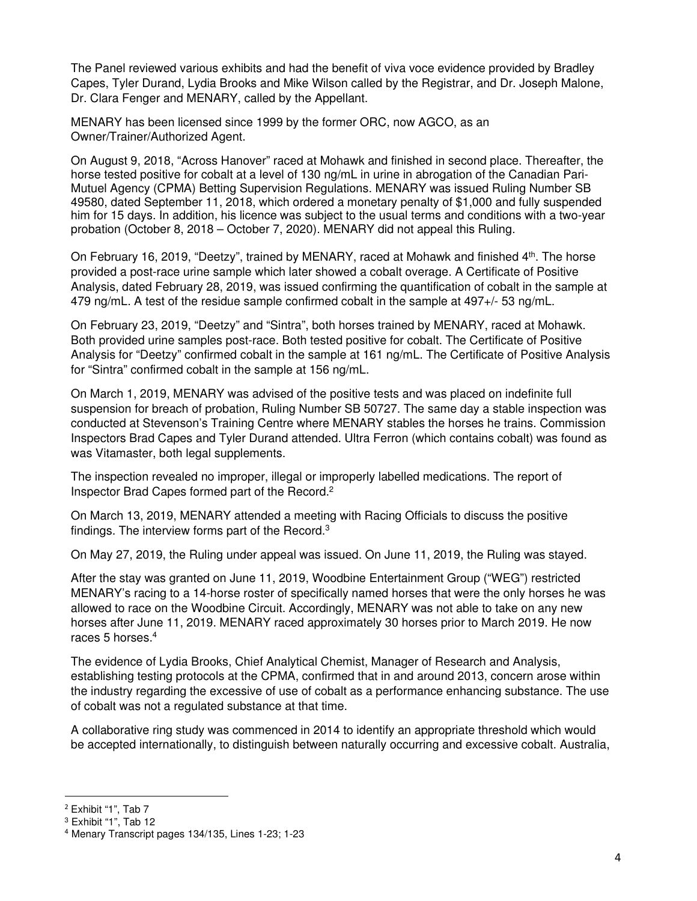The Panel reviewed various exhibits and had the benefit of viva voce evidence provided by Bradley Capes, Tyler Durand, Lydia Brooks and Mike Wilson called by the Registrar, and Dr. Joseph Malone, Dr. Clara Fenger and MENARY, called by the Appellant.

MENARY has been licensed since 1999 by the former ORC, now AGCO, as an Owner/Trainer/Authorized Agent.

On August 9, 2018, "Across Hanover" raced at Mohawk and finished in second place. Thereafter, the horse tested positive for cobalt at a level of 130 ng/mL in urine in abrogation of the Canadian Pari-Mutuel Agency (CPMA) Betting Supervision Regulations. MENARY was issued Ruling Number SB 49580, dated September 11, 2018, which ordered a monetary penalty of $1,000 and fully suspended him for 15 days. In addition, his licence was subject to the usual terms and conditions with a two-year probation (October 8, 2018 – October 7, 2020). MENARY did not appeal this Ruling.

On February 16, 2019, "Deetzy", trained by MENARY, raced at Mohawk and finished 4th. The horse provided a post-race urine sample which later showed a cobalt overage. A Certificate of Positive Analysis, dated February 28, 2019, was issued confirming the quantification of cobalt in the sample at 479 ng/mL. A test of the residue sample confirmed cobalt in the sample at 497+/- 53 ng/mL.

On February 23, 2019, "Deetzy" and "Sintra", both horses trained by MENARY, raced at Mohawk. Both provided urine samples post-race. Both tested positive for cobalt. The Certificate of Positive Analysis for "Deetzy" confirmed cobalt in the sample at 161 ng/mL. The Certificate of Positive Analysis for "Sintra" confirmed cobalt in the sample at 156 ng/mL.

On March 1, 2019, MENARY was advised of the positive tests and was placed on indefinite full suspension for breach of probation, Ruling Number SB 50727. The same day a stable inspection was conducted at Stevenson's Training Centre where MENARY stables the horses he trains. Commission Inspectors Brad Capes and Tyler Durand attended. Ultra Ferron (which contains cobalt) was found as was Vitamaster, both legal supplements.

The inspection revealed no improper, illegal or improperly labelled medications. The report of Inspector Brad Capes formed part of the Record.[2]

On March 13, 2019, MENARY attended a meeting with Racing Officials to discuss the positive findings. The interview forms part of the Record.[3]

On May 27, 2019, the Ruling under appeal was issued. On June 11, 2019, the Ruling was stayed.

After the stay was granted on June 11, 2019, Woodbine Entertainment Group ("WEG") restricted MENARY's racing to a 14-horse roster of specifically named horses that were the only horses he was allowed to race on the Woodbine Circuit. Accordingly, MENARY was not able to take on any new horses after June 11, 2019. MENARY raced approximately 30 horses prior to March 2019. He now races 5 horses.[4]

The evidence of Lydia Brooks, Chief Analytical Chemist, Manager of Research and Analysis, establishing testing protocols at the CPMA, confirmed that in and around 2013, concern arose within the industry regarding the excessive of use of cobalt as a performance enhancing substance. The use of cobalt was not a regulated substance at that time.

A collaborative ring study was commenced in 2014 to identify an appropriate threshold which would be accepted internationally, to distinguish between naturally occurring and excessive cobalt. Australia,

---

[2] Exhibit "1", Tab 7

[3] Exhibit "1", Tab 12

[4] Menary Transcript pages 134/135, Lines 1-23; 1-23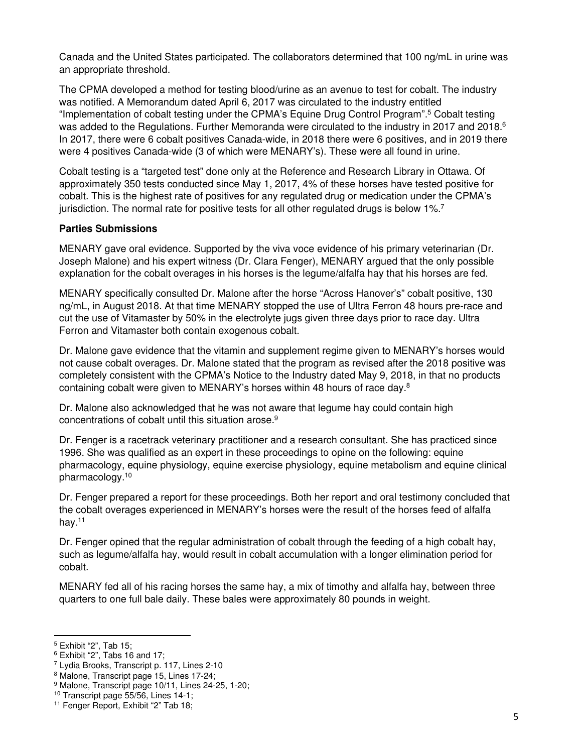Canada and the United States participated. The collaborators determined that 100 ng/mL in urine was an appropriate threshold.

The CPMA developed a method for testing blood/urine as an avenue to test for cobalt. The industry was notified. A Memorandum dated April 6, 2017 was circulated to the industry entitled "Implementation of cobalt testing under the CPMA's Equine Drug Control Program".[5] Cobalt testing was added to the Regulations. Further Memoranda were circulated to the industry in 2017 and 2018.[6] In 2017, there were 6 cobalt positives Canada-wide, in 2018 there were 6 positives, and in 2019 there were 4 positives Canada-wide (3 of which were MENARY's). These were all found in urine.

Cobalt testing is a "targeted test" done only at the Reference and Research Library in Ottawa. Of approximately 350 tests conducted since May 1, 2017, 4% of these horses have tested positive for cobalt. This is the highest rate of positives for any regulated drug or medication under the CPMA's jurisdiction. The normal rate for positive tests for all other regulated drugs is below 1%.[7]

**Parties Submissions**

MENARY gave oral evidence. Supported by the viva voce evidence of his primary veterinarian (Dr. Joseph Malone) and his expert witness (Dr. Clara Fenger), MENARY argued that the only possible explanation for the cobalt overages in his horses is the legume/alfalfa hay that his horses are fed.

MENARY specifically consulted Dr. Malone after the horse "Across Hanover's" cobalt positive, 130 ng/mL, in August 2018. At that time MENARY stopped the use of Ultra Ferron 48 hours pre-race and cut the use of Vitamaster by 50% in the electrolyte jugs given three days prior to race day. Ultra Ferron and Vitamaster both contain exogenous cobalt.

Dr. Malone gave evidence that the vitamin and supplement regime given to MENARY's horses would not cause cobalt overages. Dr. Malone stated that the program as revised after the 2018 positive was completely consistent with the CPMA's Notice to the Industry dated May 9, 2018, in that no products containing cobalt were given to MENARY's horses within 48 hours of race day.[8]

Dr. Malone also acknowledged that he was not aware that legume hay could contain high concentrations of cobalt until this situation arose.[9]

Dr. Fenger is a racetrack veterinary practitioner and a research consultant. She has practiced since 1996. She was qualified as an expert in these proceedings to opine on the following: equine pharmacology, equine physiology, equine exercise physiology, equine metabolism and equine clinical pharmacology.[10]

Dr. Fenger prepared a report for these proceedings. Both her report and oral testimony concluded that the cobalt overages experienced in MENARY's horses were the result of the horses feed of alfalfa hay.[11]

Dr. Fenger opined that the regular administration of cobalt through the feeding of a high cobalt hay, such as legume/alfalfa hay, would result in cobalt accumulation with a longer elimination period for cobalt.

MENARY fed all of his racing horses the same hay, a mix of timothy and alfalfa hay, between three quarters to one full bale daily. These bales were approximately 80 pounds in weight.

---

[5] Exhibit "2", Tab 15;

[6] Exhibit "2", Tabs 16 and 17;

[7] Lydia Brooks, Transcript p. 117, Lines 2-10

[8] Malone, Transcript page 15, Lines 17-24;

[9] Malone, Transcript page 10/11, Lines 24-25, 1-20;

[10] Transcript page 55/56, Lines 14-1;

[11] Fenger Report, Exhibit "2" Tab 18;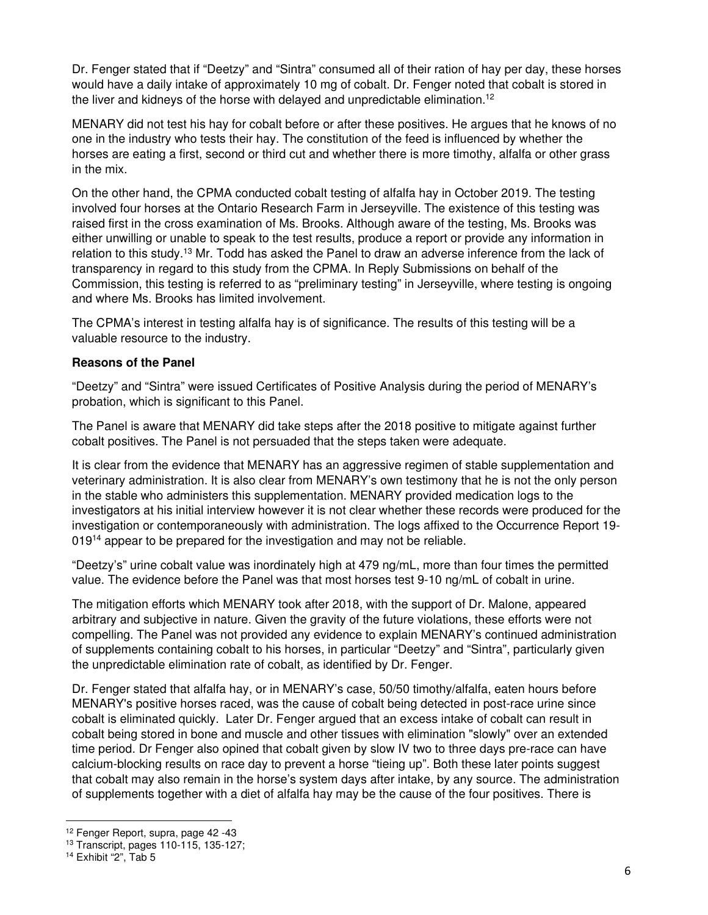Dr. Fenger stated that if "Deetzy" and "Sintra" consumed all of their ration of hay per day, these horses would have a daily intake of approximately 10 mg of cobalt. Dr. Fenger noted that cobalt is stored in the liver and kidneys of the horse with delayed and unpredictable elimination.[12]

MENARY did not test his hay for cobalt before or after these positives. He argues that he knows of no one in the industry who tests their hay. The constitution of the feed is influenced by whether the horses are eating a first, second or third cut and whether there is more timothy, alfalfa or other grass in the mix.

On the other hand, the CPMA conducted cobalt testing of alfalfa hay in October 2019. The testing involved four horses at the Ontario Research Farm in Jerseyville. The existence of this testing was raised first in the cross examination of Ms. Brooks. Although aware of the testing, Ms. Brooks was either unwilling or unable to speak to the test results, produce a report or provide any information in relation to this study.[13] Mr. Todd has asked the Panel to draw an adverse inference from the lack of transparency in regard to this study from the CPMA. In Reply Submissions on behalf of the Commission, this testing is referred to as "preliminary testing" in Jerseyville, where testing is ongoing and where Ms. Brooks has limited involvement.

The CPMA's interest in testing alfalfa hay is of significance. The results of this testing will be a valuable resource to the industry.

**Reasons of the Panel**

"Deetzy" and "Sintra" were issued Certificates of Positive Analysis during the period of MENARY's probation, which is significant to this Panel.

The Panel is aware that MENARY did take steps after the 2018 positive to mitigate against further cobalt positives. The Panel is not persuaded that the steps taken were adequate.

It is clear from the evidence that MENARY has an aggressive regimen of stable supplementation and veterinary administration. It is also clear from MENARY's own testimony that he is not the only person in the stable who administers this supplementation. MENARY provided medication logs to the investigators at his initial interview however it is not clear whether these records were produced for the investigation or contemporaneously with administration. The logs affixed to the Occurrence Report 19-019[14] appear to be prepared for the investigation and may not be reliable.

"Deetzy's" urine cobalt value was inordinately high at 479 ng/mL, more than four times the permitted value. The evidence before the Panel was that most horses test 9-10 ng/mL of cobalt in urine.

The mitigation efforts which MENARY took after 2018, with the support of Dr. Malone, appeared arbitrary and subjective in nature. Given the gravity of the future violations, these efforts were not compelling. The Panel was not provided any evidence to explain MENARY's continued administration of supplements containing cobalt to his horses, in particular "Deetzy" and "Sintra", particularly given the unpredictable elimination rate of cobalt, as identified by Dr. Fenger.

Dr. Fenger stated that alfalfa hay, or in MENARY's case, 50/50 timothy/alfalfa, eaten hours before MENARY's positive horses raced, was the cause of cobalt being detected in post-race urine since cobalt is eliminated quickly. Later Dr. Fenger argued that an excess intake of cobalt can result in cobalt being stored in bone and muscle and other tissues with elimination "slowly" over an extended time period. Dr Fenger also opined that cobalt given by slow IV two to three days pre-race can have calcium-blocking results on race day to prevent a horse "tieing up". Both these later points suggest that cobalt may also remain in the horse's system days after intake, by any source. The administration of supplements together with a diet of alfalfa hay may be the cause of the four positives. There is

---

[12] Fenger Report, supra, page 42 -43

[13] Transcript, pages 110-115, 135-127;

[14] Exhibit "2", Tab 5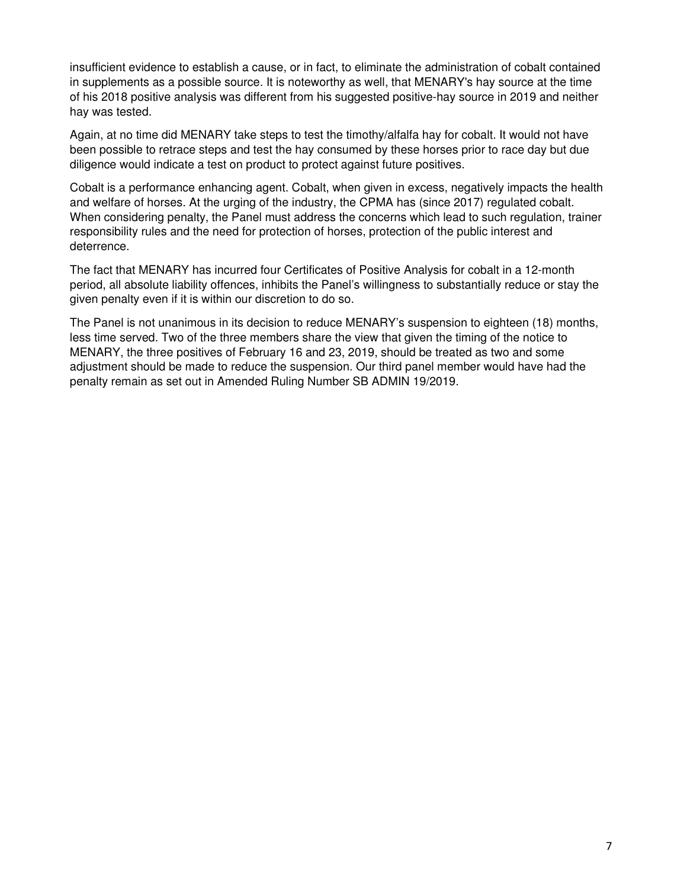insufficient evidence to establish a cause, or in fact, to eliminate the administration of cobalt contained in supplements as a possible source. It is noteworthy as well, that MENARY's hay source at the time of his 2018 positive analysis was different from his suggested positive-hay source in 2019 and neither hay was tested.

Again, at no time did MENARY take steps to test the timothy/alfalfa hay for cobalt. It would not have been possible to retrace steps and test the hay consumed by these horses prior to race day but due diligence would indicate a test on product to protect against future positives.

Cobalt is a performance enhancing agent. Cobalt, when given in excess, negatively impacts the health and welfare of horses. At the urging of the industry, the CPMA has (since 2017) regulated cobalt. When considering penalty, the Panel must address the concerns which lead to such regulation, trainer responsibility rules and the need for protection of horses, protection of the public interest and deterrence.

The fact that MENARY has incurred four Certificates of Positive Analysis for cobalt in a 12-month period, all absolute liability offences, inhibits the Panel's willingness to substantially reduce or stay the given penalty even if it is within our discretion to do so.

The Panel is not unanimous in its decision to reduce MENARY's suspension to eighteen (18) months, less time served. Two of the three members share the view that given the timing of the notice to MENARY, the three positives of February 16 and 23, 2019, should be treated as two and some adjustment should be made to reduce the suspension. Our third panel member would have had the penalty remain as set out in Amended Ruling Number SB ADMIN 19/2019.